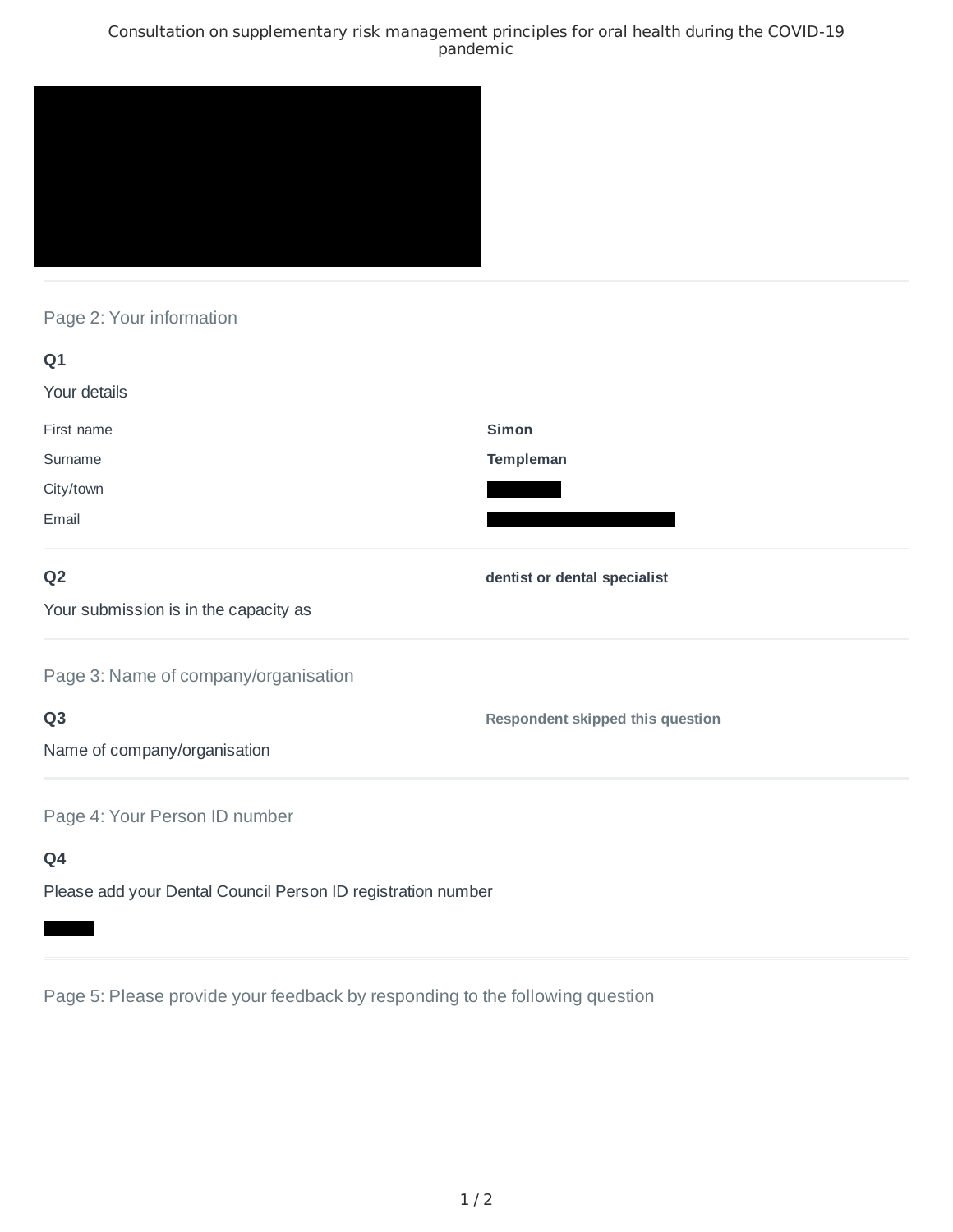Consultation on supplementary risk management principles for oral health during the COVID-19 pandemic

## Page 2: Your information

### Q1

Your details

| | |
|---|---|
| First name | **Simon** |
| Surname | **Templeman** |
| City/town | |
| Email | |

### Q2

Your submission is in the capacity as

**dentist or dental specialist**

## Page 3: Name of company/organisation

### Q3

Name of company/organisation

**Respondent skipped this question**

## Page 4: Your Person ID number

### Q4

Please add your Dental Council Person ID registration number

## Page 5: Please provide your feedback by responding to the following question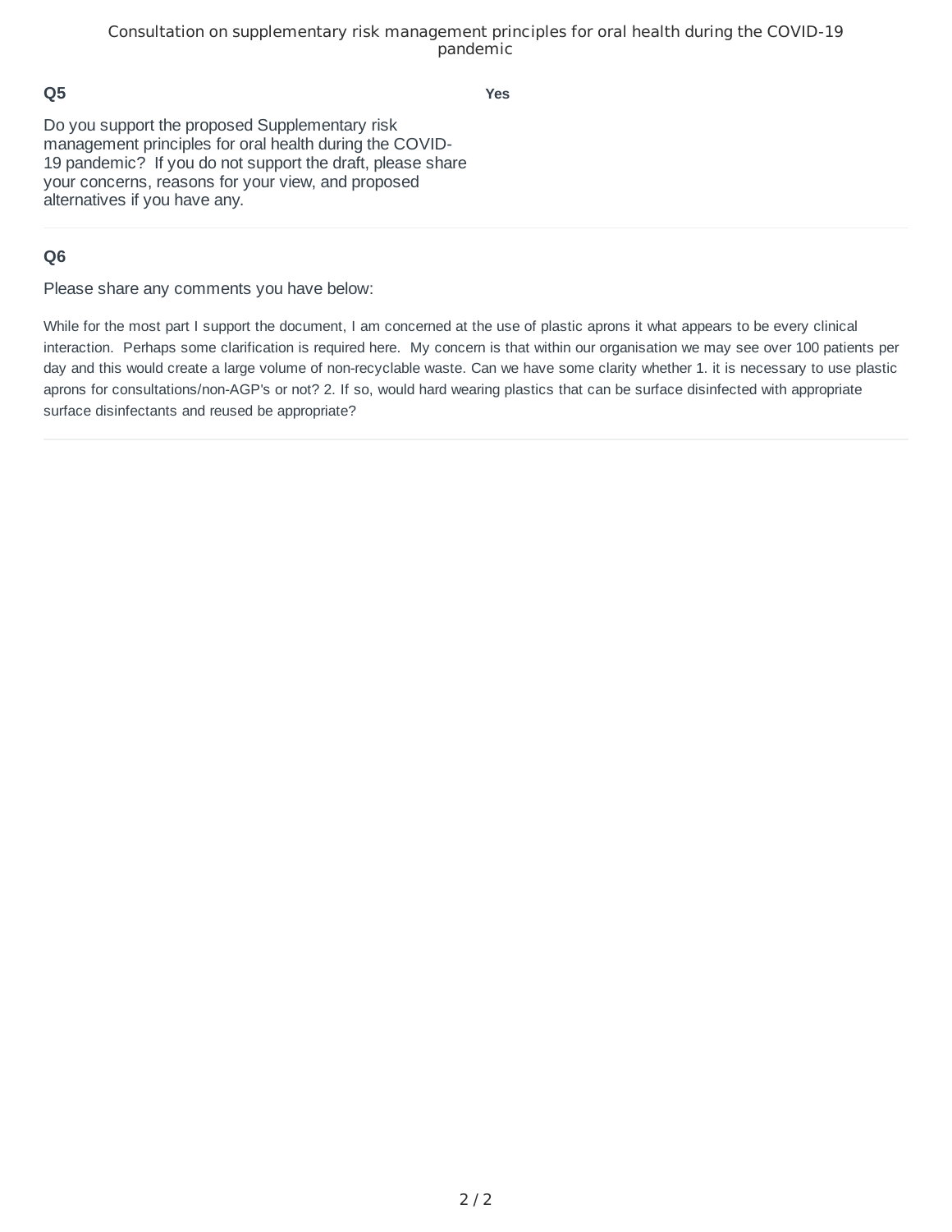### Q5

Do you support the proposed Supplementary risk management principles for oral health during the COVID-19 pandemic? If you do not support the draft, please share your concerns, reasons for your view, and proposed alternatives if you have any.

**Yes**

### Q6

Please share any comments you have below:

While for the most part I support the document, I am concerned at the use of plastic aprons it what appears to be every clinical interaction. Perhaps some clarification is required here. My concern is that within our organisation we may see over 100 patients per day and this would create a large volume of non-recyclable waste. Can we have some clarity whether 1. it is necessary to use plastic aprons for consultations/non-AGP's or not? 2. If so, would hard wearing plastics that can be surface disinfected with appropriate surface disinfectants and reused be appropriate?